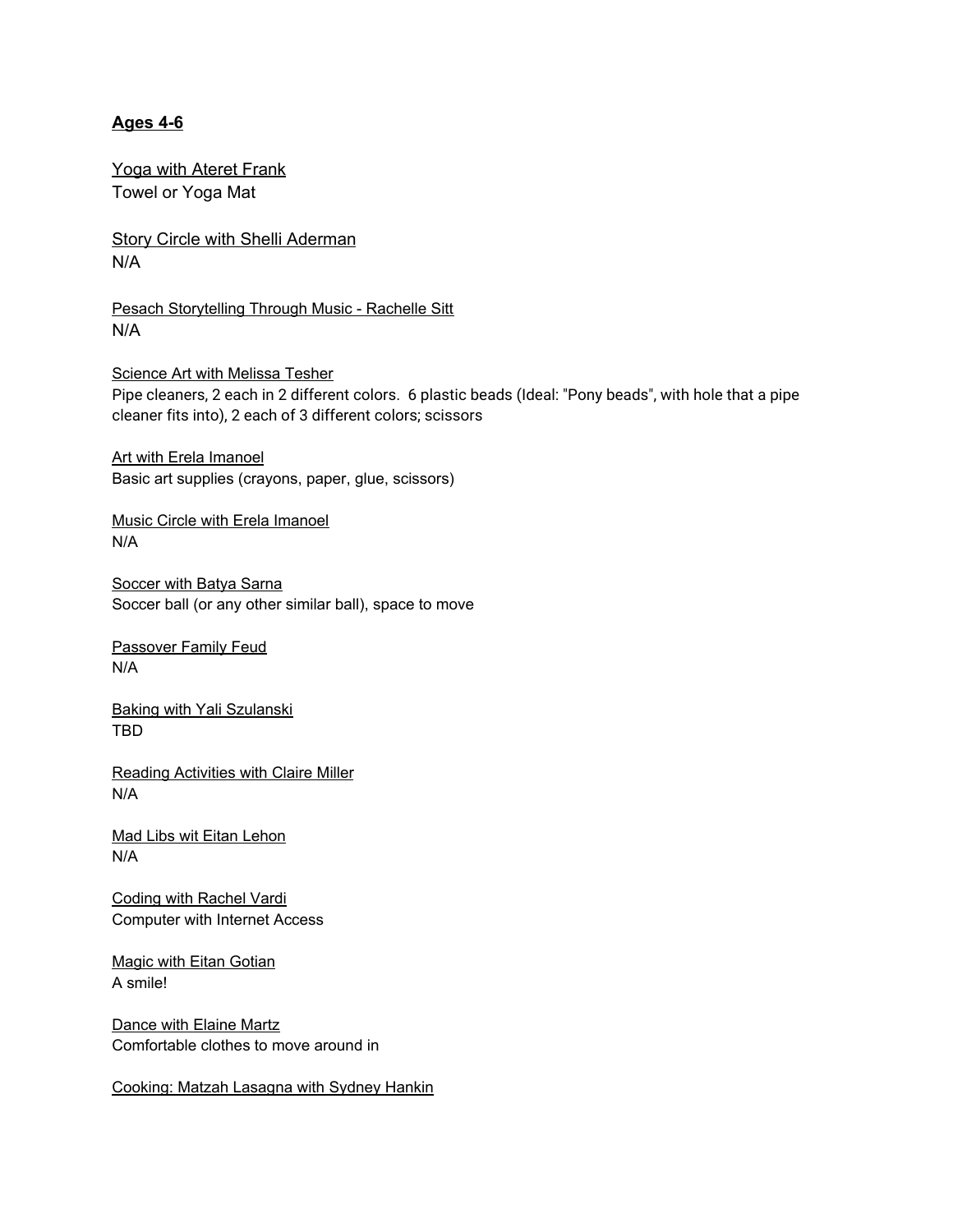**Ages 4-6**

Yoga with Ateret Frank
Towel or Yoga Mat

Story Circle with Shelli Aderman
N/A

Pesach Storytelling Through Music - Rachelle Sitt
N/A

Science Art with Melissa Tesher
Pipe cleaners, 2 each in 2 different colors. 6 plastic beads (Ideal: "Pony beads", with hole that a pipe cleaner fits into), 2 each of 3 different colors; scissors

Art with Erela Imanoel
Basic art supplies (crayons, paper, glue, scissors)

Music Circle with Erela Imanoel
N/A

Soccer with Batya Sarna
Soccer ball (or any other similar ball), space to move

Passover Family Feud
N/A

Baking with Yali Szulanski
TBD

Reading Activities with Claire Miller
N/A

Mad Libs wit Eitan Lehon
N/A

Coding with Rachel Vardi
Computer with Internet Access

Magic with Eitan Gotian
A smile!

Dance with Elaine Martz
Comfortable clothes to move around in

Cooking: Matzah Lasagna with Sydney Hankin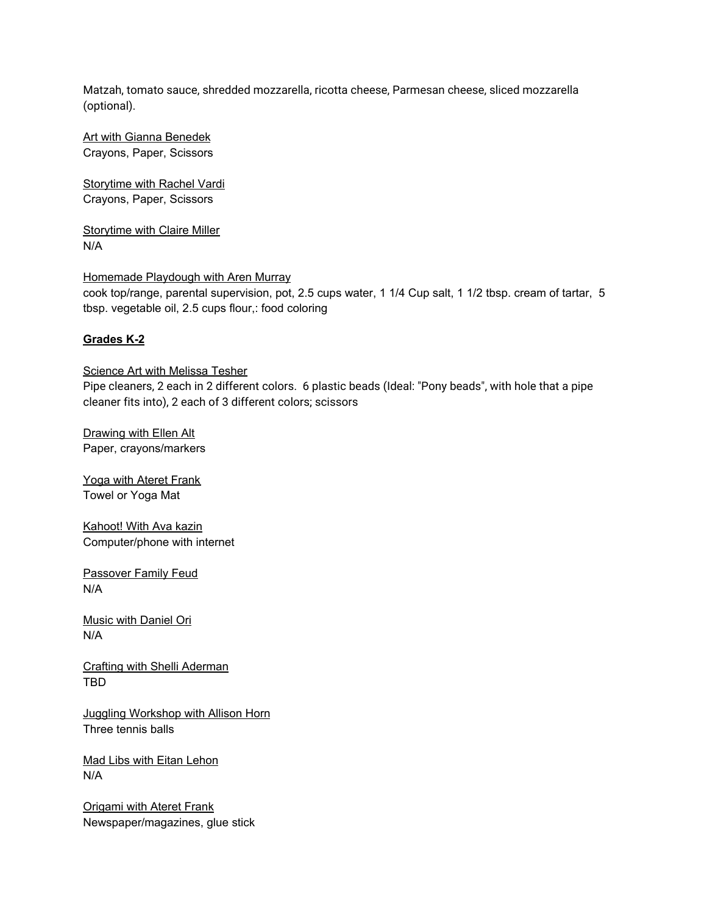Matzah, tomato sauce, shredded mozzarella, ricotta cheese, Parmesan cheese, sliced mozzarella (optional).

Art with Gianna Benedek
Crayons, Paper, Scissors

Storytime with Rachel Vardi
Crayons, Paper, Scissors

Storytime with Claire Miller
N/A

Homemade Playdough with Aren Murray
cook top/range, parental supervision, pot, 2.5 cups water, 1 1/4 Cup salt, 1 1/2 tbsp. cream of tartar, 5 tbsp. vegetable oil, 2.5 cups flour,: food coloring

**Grades K-2**

Science Art with Melissa Tesher
Pipe cleaners, 2 each in 2 different colors. 6 plastic beads (Ideal: "Pony beads", with hole that a pipe cleaner fits into), 2 each of 3 different colors; scissors

Drawing with Ellen Alt
Paper, crayons/markers

Yoga with Ateret Frank
Towel or Yoga Mat

Kahoot! With Ava kazin
Computer/phone with internet

Passover Family Feud
N/A

Music with Daniel Ori
N/A

Crafting with Shelli Aderman
TBD

Juggling Workshop with Allison Horn
Three tennis balls

Mad Libs with Eitan Lehon
N/A

Origami with Ateret Frank
Newspaper/magazines, glue stick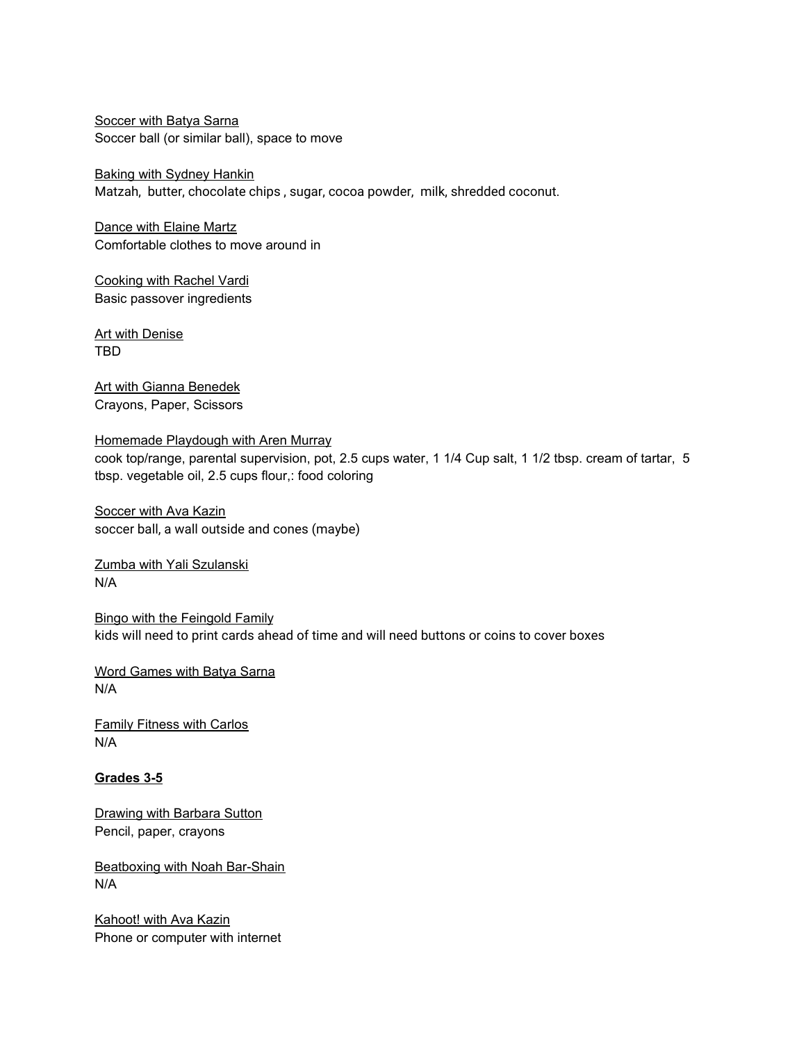<u>Soccer with Batya Sarna</u>
Soccer ball (or similar ball), space to move

<u>Baking with Sydney Hankin</u>
Matzah,  butter, chocolate chips , sugar, cocoa powder,  milk, shredded coconut.

<u>Dance with Elaine Martz</u>
Comfortable clothes to move around in

<u>Cooking with Rachel Vardi</u>
Basic passover ingredients

<u>Art with Denise</u>
TBD

<u>Art with Gianna Benedek</u>
Crayons, Paper, Scissors

<u>Homemade Playdough with Aren Murray</u>
cook top/range, parental supervision, pot, 2.5 cups water, 1 1/4 Cup salt, 1 1/2 tbsp. cream of tartar,  5 tbsp. vegetable oil, 2.5 cups flour,: food coloring

<u>Soccer with Ava Kazin</u>
soccer ball, a wall outside and cones (maybe)

<u>Zumba with Yali Szulanski</u>
N/A

<u>Bingo with the Feingold Family</u>
kids will need to print cards ahead of time and will need buttons or coins to cover boxes

<u>Word Games with Batya Sarna</u>
N/A

<u>Family Fitness with Carlos</u>
N/A

**<u>Grades 3-5</u>**

<u>Drawing with Barbara Sutton</u>
Pencil, paper, crayons

<u>Beatboxing with Noah Bar-Shain</u>
N/A

<u>Kahoot! with Ava Kazin</u>
Phone or computer with internet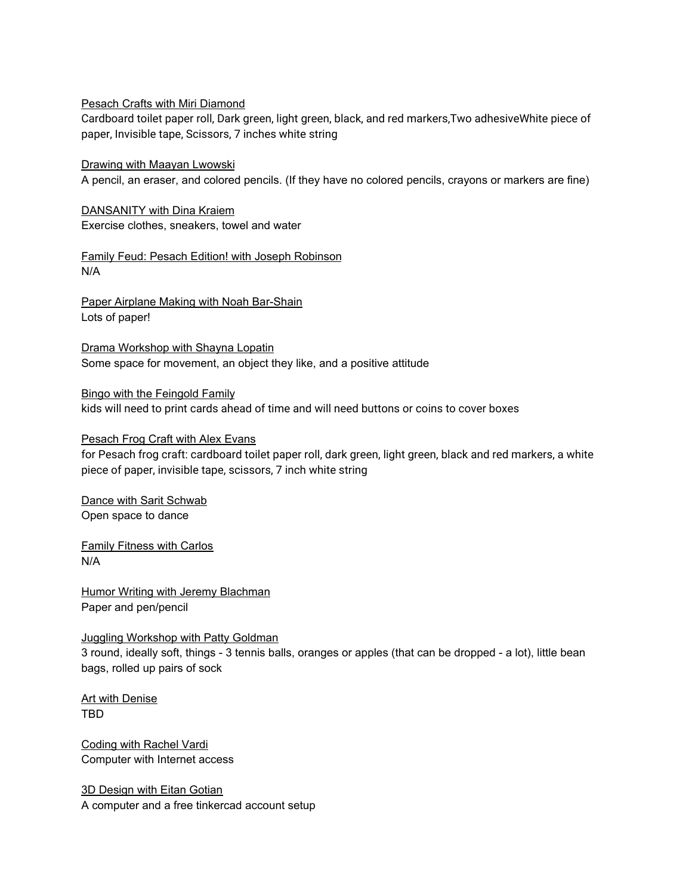Pesach Crafts with Miri Diamond
Cardboard toilet paper roll, Dark green, light green, black, and red markers,Two adhesiveWhite piece of paper, Invisible tape, Scissors, 7 inches white string

Drawing with Maayan Lwowski
A pencil, an eraser, and colored pencils. (If they have no colored pencils, crayons or markers are fine)

DANSANITY with Dina Kraiem
Exercise clothes, sneakers, towel and water

Family Feud: Pesach Edition! with Joseph Robinson
N/A

Paper Airplane Making with Noah Bar-Shain
Lots of paper!

Drama Workshop with Shayna Lopatin
Some space for movement, an object they like, and a positive attitude

Bingo with the Feingold Family
kids will need to print cards ahead of time and will need buttons or coins to cover boxes

Pesach Frog Craft with Alex Evans
for Pesach frog craft: cardboard toilet paper roll, dark green, light green, black and red markers, a white piece of paper, invisible tape, scissors, 7 inch white string

Dance with Sarit Schwab
Open space to dance

Family Fitness with Carlos
N/A

Humor Writing with Jeremy Blachman
Paper and pen/pencil

Juggling Workshop with Patty Goldman
3 round, ideally soft, things - 3 tennis balls, oranges or apples (that can be dropped - a lot), little bean bags, rolled up pairs of sock

Art with Denise
TBD

Coding with Rachel Vardi
Computer with Internet access

3D Design with Eitan Gotian
A computer and a free tinkercad account setup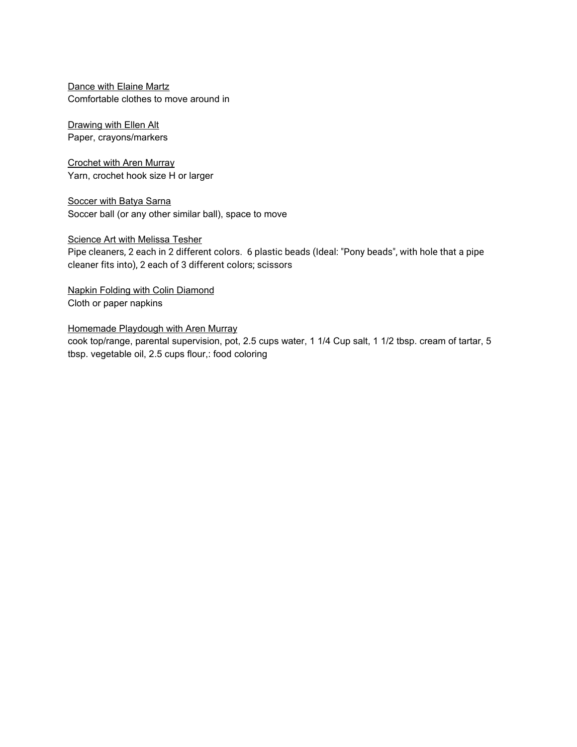<u>Dance with Elaine Martz</u>
Comfortable clothes to move around in

<u>Drawing with Ellen Alt</u>
Paper, crayons/markers

<u>Crochet with Aren Murray</u>
Yarn, crochet hook size H or larger

<u>Soccer with Batya Sarna</u>
Soccer ball (or any other similar ball), space to move

<u>Science Art with Melissa Tesher</u>
Pipe cleaners, 2 each in 2 different colors.  6 plastic beads (Ideal: "Pony beads", with hole that a pipe cleaner fits into), 2 each of 3 different colors; scissors

<u>Napkin Folding with Colin Diamond</u>
Cloth or paper napkins

<u>Homemade Playdough with Aren Murray</u>
cook top/range, parental supervision, pot, 2.5 cups water, 1 1/4 Cup salt, 1 1/2 tbsp. cream of tartar, 5 tbsp. vegetable oil, 2.5 cups flour,: food coloring